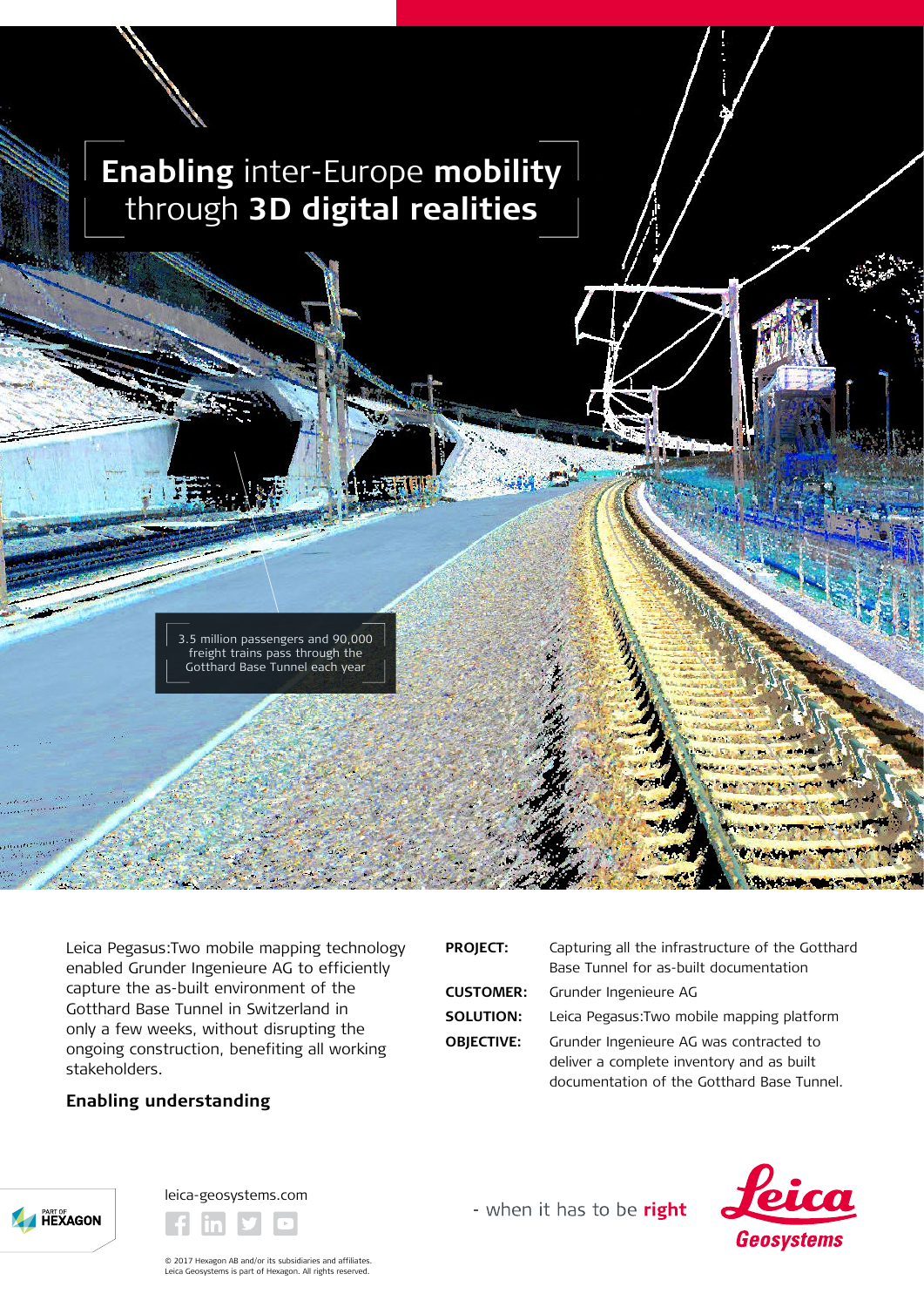# Enabling inter-Europe mobility through 3D digital realities

3.5 million passengers and 90,000 freight trains pass through the Gotthard Base Tunnel each year

Leica Pegasus:Two mobile mapping technology enabled Grunder Ingenieure AG to efficiently capture the as-built environment of the Gotthard Base Tunnel in Switzerland in only a few weeks, without disrupting the ongoing construction, benefiting all working stakeholders.

## Enabling understanding

**PROJECT:** Capturing all the infrastructure of the Gotthard Base Tunnel for as-built documentation

**CUSTOMER:** Grunder Ingenieure AG

**SOLUTION:** Leica Pegasus:Two mobile mapping platform

**OBJECTIVE:** Grunder Ingenieure AG was contracted to deliver a complete inventory and as built documentation of the Gotthard Base Tunnel.

PART OF HEXAGON

leica-geosystems.com

- when it has to be **right**

Leica Geosystems

© 2017 Hexagon AB and/or its subsidiaries and affiliates.
Leica Geosystems is part of Hexagon. All rights reserved.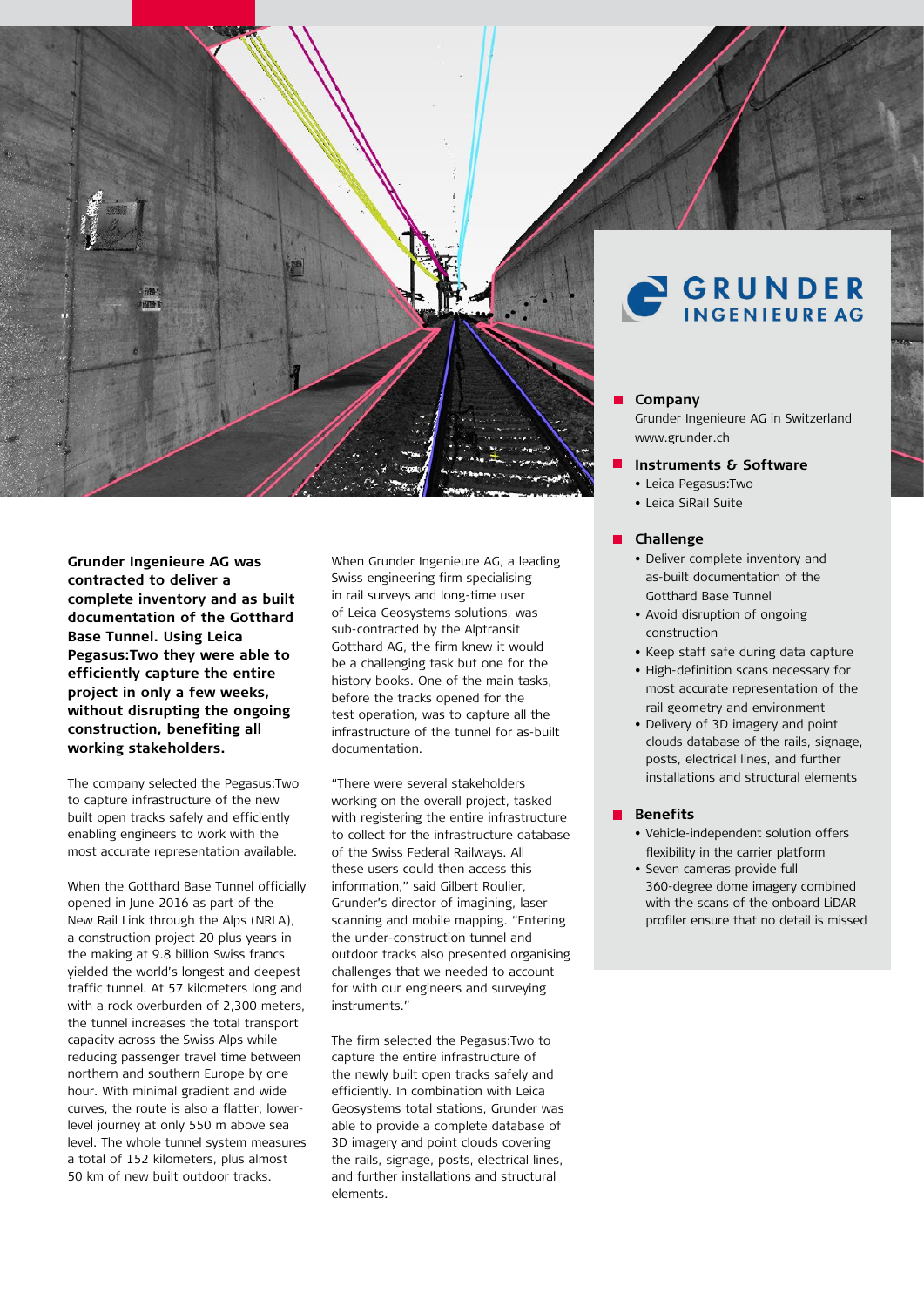**Grunder Ingenieure AG was contracted to deliver a complete inventory and as built documentation of the Gotthard Base Tunnel. Using Leica Pegasus:Two they were able to efficiently capture the entire project in only a few weeks, without disrupting the ongoing construction, benefiting all working stakeholders.**

The company selected the Pegasus:Two to capture infrastructure of the new built open tracks safely and efficiently enabling engineers to work with the most accurate representation available.

When the Gotthard Base Tunnel officially opened in June 2016 as part of the New Rail Link through the Alps (NRLA), a construction project 20 plus years in the making at 9.8 billion Swiss francs yielded the world's longest and deepest traffic tunnel. At 57 kilometers long and with a rock overburden of 2,300 meters, the tunnel increases the total transport capacity across the Swiss Alps while reducing passenger travel time between northern and southern Europe by one hour. With minimal gradient and wide curves, the route is also a flatter, lower-level journey at only 550 m above sea level. The whole tunnel system measures a total of 152 kilometers, plus almost 50 km of new built outdoor tracks.

When Grunder Ingenieure AG, a leading Swiss engineering firm specialising in rail surveys and long-time user of Leica Geosystems solutions, was sub-contracted by the Alptransit Gotthard AG, the firm knew it would be a challenging task but one for the history books. One of the main tasks, before the tracks opened for the test operation, was to capture all the infrastructure of the tunnel for as-built documentation.

"There were several stakeholders working on the overall project, tasked with registering the entire infrastructure to collect for the infrastructure database of the Swiss Federal Railways. All these users could then access this information," said Gilbert Roulier, Grunder's director of imaging, laser scanning and mobile mapping. "Entering the under-construction tunnel and outdoor tracks also presented organising challenges that we needed to account for with our engineers and surveying instruments."

The firm selected the Pegasus:Two to capture the entire infrastructure of the newly built open tracks safely and efficiently. In combination with Leica Geosystems total stations, Grunder was able to provide a complete database of 3D imagery and point clouds covering the rails, signage, posts, electrical lines, and further installations and structural elements.

GRUNDER INGENIEURE AG

### Company

Grunder Ingenieure AG in Switzerland
www.grunder.ch

### Instruments & Software

- Leica Pegasus:Two
- Leica SiRail Suite

### Challenge

- Deliver complete inventory and as-built documentation of the Gotthard Base Tunnel
- Avoid disruption of ongoing construction
- Keep staff safe during data capture
- High-definition scans necessary for most accurate representation of the rail geometry and environment
- Delivery of 3D imagery and point clouds database of the rails, signage, posts, electrical lines, and further installations and structural elements

### Benefits

- Vehicle-independent solution offers flexibility in the carrier platform
- Seven cameras provide full 360-degree dome imagery combined with the scans of the onboard LiDAR profiler ensure that no detail is missed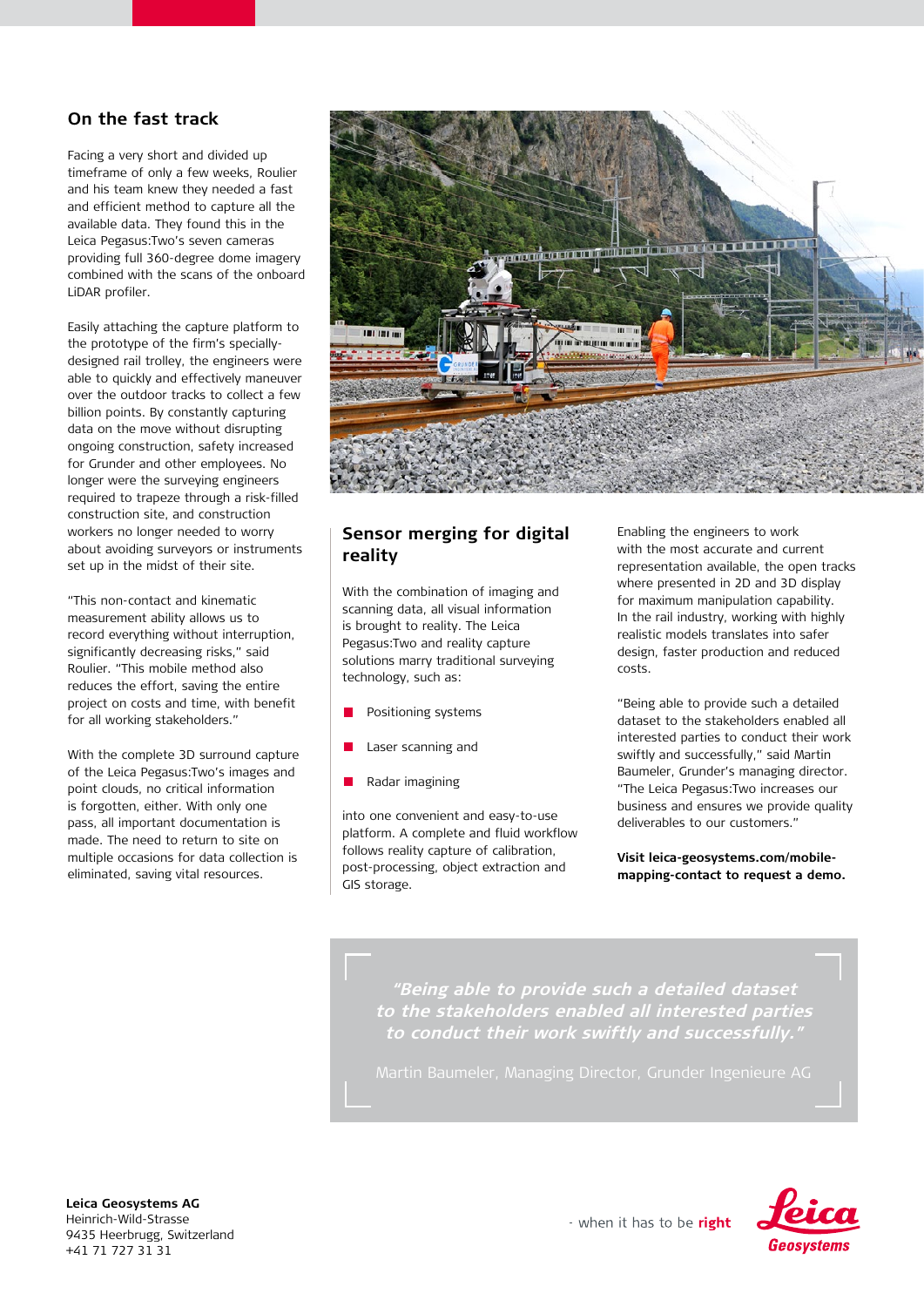## On the fast track

Facing a very short and divided up timeframe of only a few weeks, Roulier and his team knew they needed a fast and efficient method to capture all the available data. They found this in the Leica Pegasus:Two's seven cameras providing full 360-degree dome imagery combined with the scans of the onboard LiDAR profiler.

Easily attaching the capture platform to the prototype of the firm's specially-designed rail trolley, the engineers were able to quickly and effectively maneuver over the outdoor tracks to collect a few billion points. By constantly capturing data on the move without disrupting ongoing construction, safety increased for Grunder and other employees. No longer were the surveying engineers required to trapeze through a risk-filled construction site, and construction workers no longer needed to worry about avoiding surveyors or instruments set up in the midst of their site.

"This non-contact and kinematic measurement ability allows us to record everything without interruption, significantly decreasing risks," said Roulier. "This mobile method also reduces the effort, saving the entire project on costs and time, with benefit for all working stakeholders."

With the complete 3D surround capture of the Leica Pegasus:Two's images and point clouds, no critical information is forgotten, either. With only one pass, all important documentation is made. The need to return to site on multiple occasions for data collection is eliminated, saving vital resources.

## Sensor merging for digital reality

With the combination of imaging and scanning data, all visual information is brought to reality. The Leica Pegasus:Two and reality capture solutions marry traditional surveying technology, such as:

- Positioning systems
- Laser scanning and
- Radar imagining

into one convenient and easy-to-use platform. A complete and fluid workflow follows reality capture of calibration, post-processing, object extraction and GIS storage.

Enabling the engineers to work with the most accurate and current representation available, the open tracks where presented in 2D and 3D display for maximum manipulation capability. In the rail industry, working with highly realistic models translates into safer design, faster production and reduced costs.

"Being able to provide such a detailed dataset to the stakeholders enabled all interested parties to conduct their work swiftly and successfully," said Martin Baumeler, Grunder's managing director. "The Leica Pegasus:Two increases our business and ensures we provide quality deliverables to our customers."

**Visit leica-geosystems.com/mobile-mapping-contact to request a demo.**

> ***"Being able to provide such a detailed dataset to the stakeholders enabled all interested parties to conduct their work swiftly and successfully."***
>
> Martin Baumeler, Managing Director, Grunder Ingenieure AG

**Leica Geosystems AG**
Heinrich-Wild-Strasse
9435 Heerbrugg, Switzerland
+41 71 727 31 31

- when it has to be **right**

Leica Geosystems